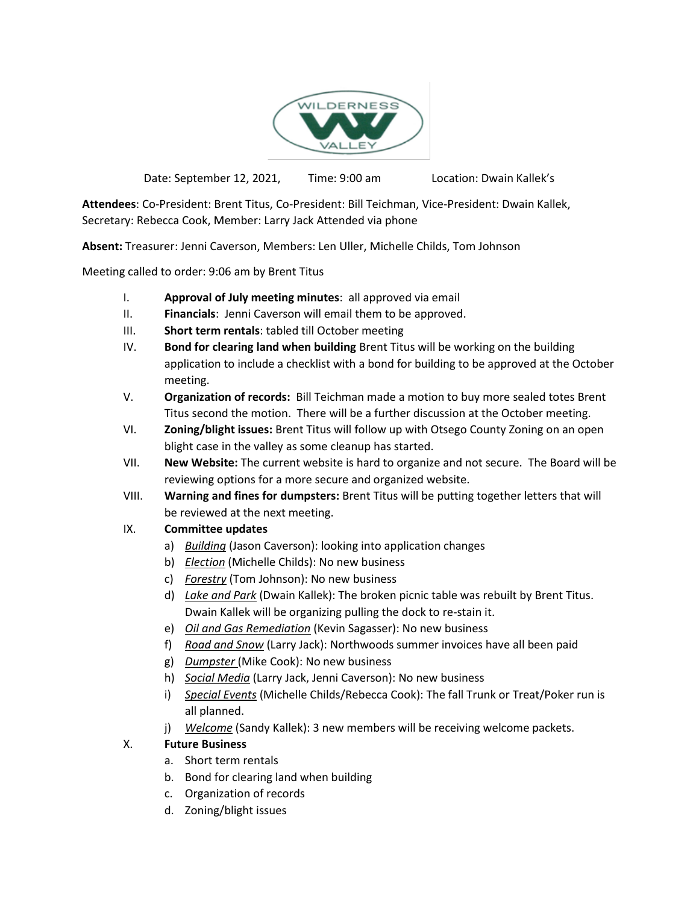Date: September 12, 2021, Time: 9:00 am Location: Dwain Kallek's

**Attendees**: Co-President: Brent Titus, Co-President: Bill Teichman, Vice-President: Dwain Kallek, Secretary: Rebecca Cook, Member: Larry Jack Attended via phone

**Absent:** Treasurer: Jenni Caverson, Members: Len Uller, Michelle Childs, Tom Johnson

Meeting called to order: 9:06 am by Brent Titus

I. **Approval of July meeting minutes**: all approved via email

II. **Financials**: Jenni Caverson will email them to be approved.

III. **Short term rentals**: tabled till October meeting

IV. **Bond for clearing land when building** Brent Titus will be working on the building application to include a checklist with a bond for building to be approved at the October meeting.

V. **Organization of records:** Bill Teichman made a motion to buy more sealed totes Brent Titus second the motion. There will be a further discussion at the October meeting.

VI. **Zoning/blight issues:** Brent Titus will follow up with Otsego County Zoning on an open blight case in the valley as some cleanup has started.

VII. **New Website:** The current website is hard to organize and not secure. The Board will be reviewing options for a more secure and organized website.

VIII. **Warning and fines for dumpsters:** Brent Titus will be putting together letters that will be reviewed at the next meeting.

IX. **Committee updates**
   a) *Building* (Jason Caverson): looking into application changes
   b) *Election* (Michelle Childs): No new business
   c) *Forestry* (Tom Johnson): No new business
   d) *Lake and Park* (Dwain Kallek): The broken picnic table was rebuilt by Brent Titus. Dwain Kallek will be organizing pulling the dock to re-stain it.
   e) *Oil and Gas Remediation* (Kevin Sagasser): No new business
   f) *Road and Snow* (Larry Jack): Northwoods summer invoices have all been paid
   g) *Dumpster* (Mike Cook): No new business
   h) *Social Media* (Larry Jack, Jenni Caverson): No new business
   i) *Special Events* (Michelle Childs/Rebecca Cook): The fall Trunk or Treat/Poker run is all planned.
   j) *Welcome* (Sandy Kallek): 3 new members will be receiving welcome packets.

X. **Future Business**
   a. Short term rentals
   b. Bond for clearing land when building
   c. Organization of records
   d. Zoning/blight issues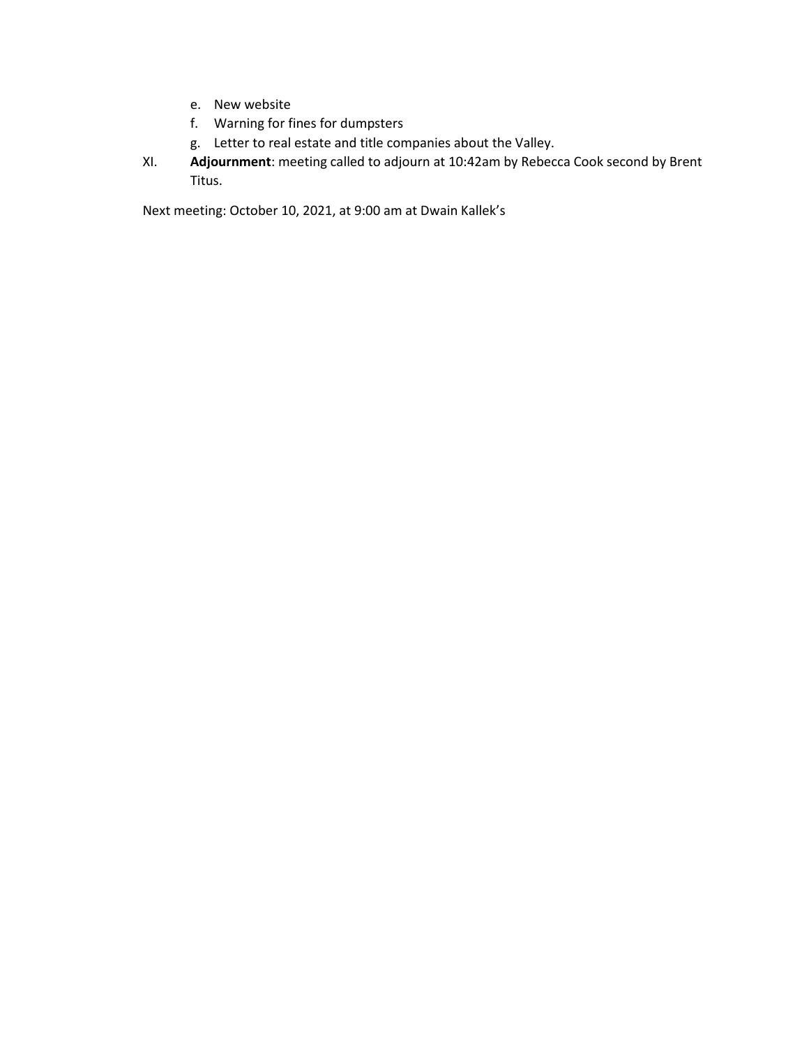e. New website
   f. Warning for fines for dumpsters
   g. Letter to real estate and title companies about the Valley.

XI. **Adjournment**: meeting called to adjourn at 10:42am by Rebecca Cook second by Brent Titus.

Next meeting: October 10, 2021, at 9:00 am at Dwain Kallek's